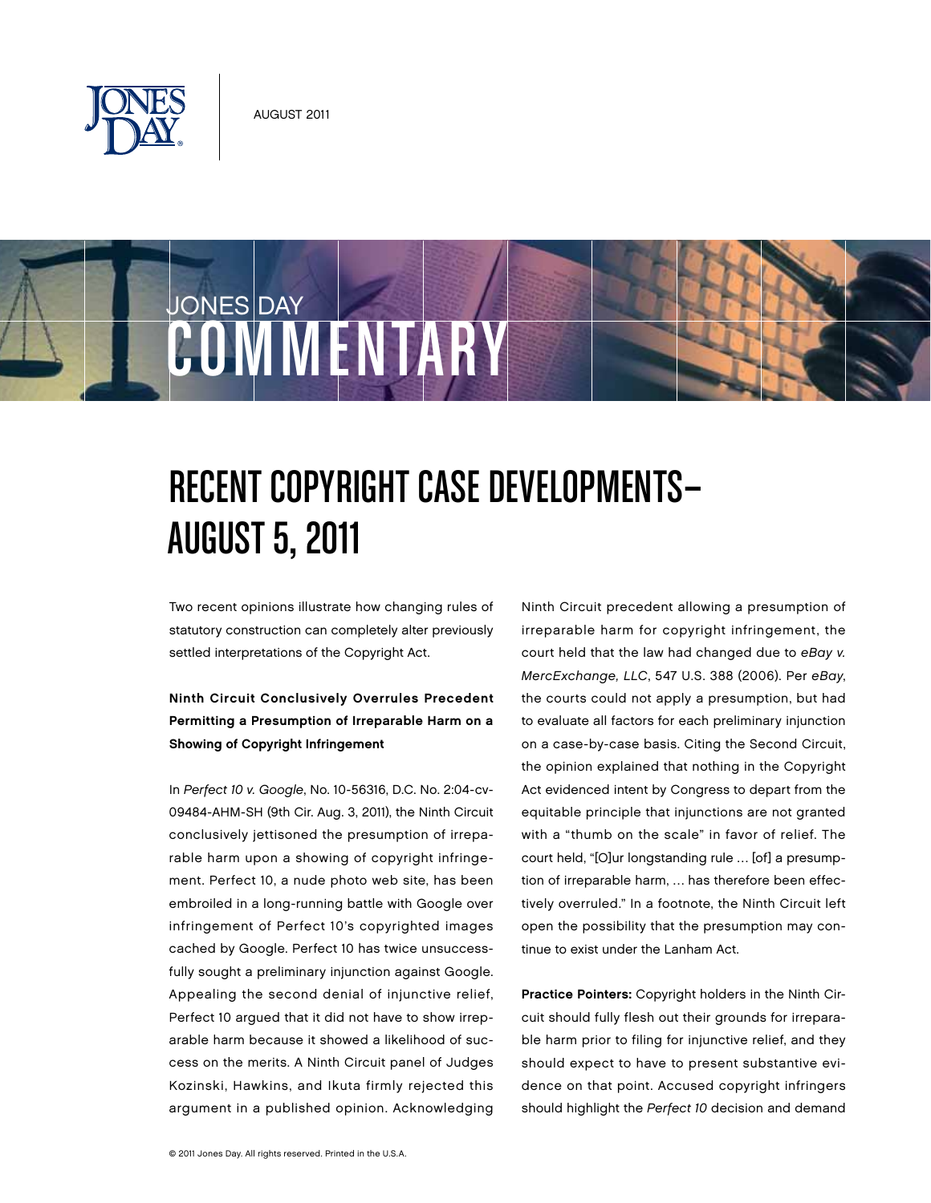AUGUST 2011

JONES DAY

COMMENTARY

# RECENT COPYRIGHT CASE DEVELOPMENTS– AUGUST 5, 2011

Two recent opinions illustrate how changing rules of statutory construction can completely alter previously settled interpretations of the Copyright Act.

**Ninth Circuit Conclusively Overrules Precedent Permitting a Presumption of Irreparable Harm on a Showing of Copyright Infringement**

In *Perfect 10 v. Google*, No. 10-56316, D.C. No. 2:04-cv-09484-AHM-SH (9th Cir. Aug. 3, 2011), the Ninth Circuit conclusively jettisoned the presumption of irreparable harm upon a showing of copyright infringement. Perfect 10, a nude photo web site, has been embroiled in a long-running battle with Google over infringement of Perfect 10's copyrighted images cached by Google. Perfect 10 has twice unsuccessfully sought a preliminary injunction against Google. Appealing the second denial of injunctive relief, Perfect 10 argued that it did not have to show irreparable harm because it showed a likelihood of success on the merits. A Ninth Circuit panel of Judges Kozinski, Hawkins, and Ikuta firmly rejected this argument in a published opinion. Acknowledging Ninth Circuit precedent allowing a presumption of irreparable harm for copyright infringement, the court held that the law had changed due to *eBay v. MercExchange, LLC*, 547 U.S. 388 (2006). Per *eBay*, the courts could not apply a presumption, but had to evaluate all factors for each preliminary injunction on a case-by-case basis. Citing the Second Circuit, the opinion explained that nothing in the Copyright Act evidenced intent by Congress to depart from the equitable principle that injunctions are not granted with a "thumb on the scale" in favor of relief. The court held, "[O]ur longstanding rule … [of] a presumption of irreparable harm, … has therefore been effectively overruled." In a footnote, the Ninth Circuit left open the possibility that the presumption may continue to exist under the Lanham Act.

**Practice Pointers:** Copyright holders in the Ninth Circuit should fully flesh out their grounds for irreparable harm prior to filing for injunctive relief, and they should expect to have to present substantive evidence on that point. Accused copyright infringers should highlight the *Perfect 10* decision and demand

© 2011 Jones Day. All rights reserved. Printed in the U.S.A.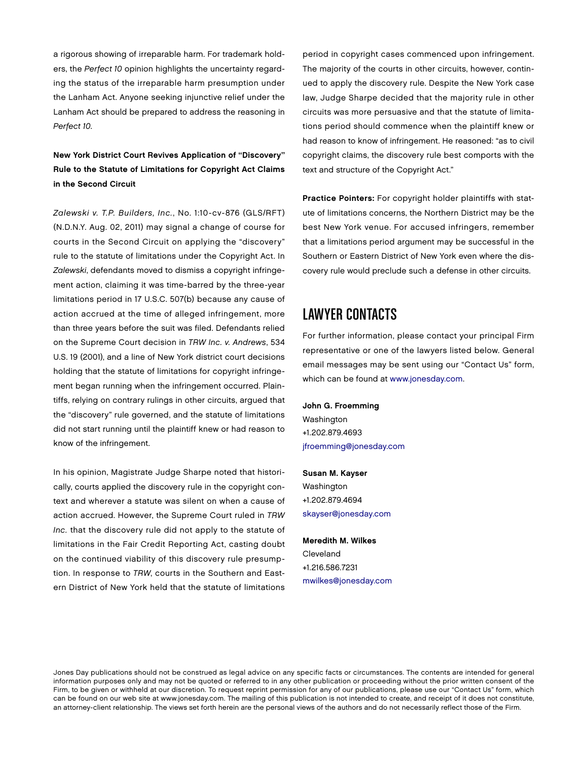a rigorous showing of irreparable harm. For trademark holders, the *Perfect 10* opinion highlights the uncertainty regarding the status of the irreparable harm presumption under the Lanham Act. Anyone seeking injunctive relief under the Lanham Act should be prepared to address the reasoning in *Perfect 10*.

**New York District Court Revives Application of "Discovery" Rule to the Statute of Limitations for Copyright Act Claims in the Second Circuit**

*Zalewski v. T.P. Builders, Inc.*, No. 1:10-cv-876 (GLS/RFT) (N.D.N.Y. Aug. 02, 2011) may signal a change of course for courts in the Second Circuit on applying the "discovery" rule to the statute of limitations under the Copyright Act. In *Zalewski*, defendants moved to dismiss a copyright infringement action, claiming it was time-barred by the three-year limitations period in 17 U.S.C. 507(b) because any cause of action accrued at the time of alleged infringement, more than three years before the suit was filed. Defendants relied on the Supreme Court decision in *TRW Inc. v. Andrews*, 534 U.S. 19 (2001), and a line of New York district court decisions holding that the statute of limitations for copyright infringement began running when the infringement occurred. Plaintiffs, relying on contrary rulings in other circuits, argued that the "discovery" rule governed, and the statute of limitations did not start running until the plaintiff knew or had reason to know of the infringement.

In his opinion, Magistrate Judge Sharpe noted that historically, courts applied the discovery rule in the copyright context and wherever a statute was silent on when a cause of action accrued. However, the Supreme Court ruled in *TRW Inc.* that the discovery rule did not apply to the statute of limitations in the Fair Credit Reporting Act, casting doubt on the continued viability of this discovery rule presumption. In response to *TRW*, courts in the Southern and Eastern District of New York held that the statute of limitations period in copyright cases commenced upon infringement. The majority of the courts in other circuits, however, continued to apply the discovery rule. Despite the New York case law, Judge Sharpe decided that the majority rule in other circuits was more persuasive and that the statute of limitations period should commence when the plaintiff knew or had reason to know of infringement. He reasoned: "as to civil copyright claims, the discovery rule best comports with the text and structure of the Copyright Act."

**Practice Pointers:** For copyright holder plaintiffs with statute of limitations concerns, the Northern District may be the best New York venue. For accused infringers, remember that a limitations period argument may be successful in the Southern or Eastern District of New York even where the discovery rule would preclude such a defense in other circuits.

## LAWYER CONTACTS

For further information, please contact your principal Firm representative or one of the lawyers listed below. General email messages may be sent using our "Contact Us" form, which can be found at www.jonesday.com.

**John G. Froemming**
Washington
+1.202.879.4693
jfroemming@jonesday.com

**Susan M. Kayser**
Washington
+1.202.879.4694
skayser@jonesday.com

**Meredith M. Wilkes**
Cleveland
+1.216.586.7231
mwilkes@jonesday.com

Jones Day publications should not be construed as legal advice on any specific facts or circumstances. The contents are intended for general information purposes only and may not be quoted or referred to in any other publication or proceeding without the prior written consent of the Firm, to be given or withheld at our discretion. To request reprint permission for any of our publications, please use our "Contact Us" form, which can be found on our web site at www.jonesday.com. The mailing of this publication is not intended to create, and receipt of it does not constitute, an attorney-client relationship. The views set forth herein are the personal views of the authors and do not necessarily reflect those of the Firm.